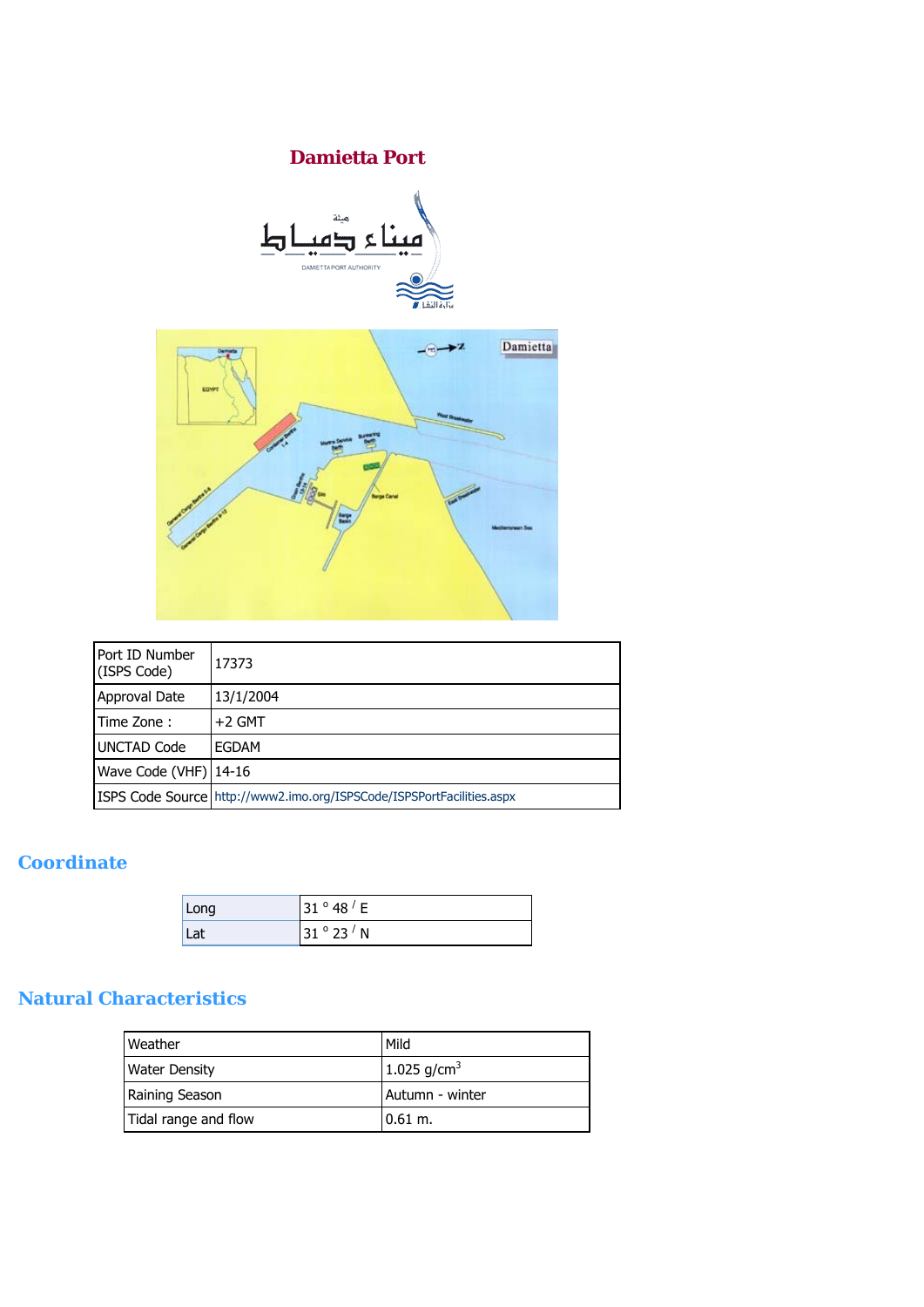# Damietta Port

| Port ID Number (ISPS Code) | 17373 |
|---|---|
| Approval Date | 13/1/2004 |
| Time Zone : | +2 GMT |
| UNCTAD Code | EGDAM |
| Wave Code (VHF) | 14-16 |
| ISPS Code Source | http://www2.imo.org/ISPSCode/ISPSPortFacilities.aspx |

## Coordinate

| Long | 31 ° 48 / E |
|---|---|
| Lat | 31 ° 23 / N |

## Natural Characteristics

| Weather | Mild |
|---|---|
| Water Density | 1.025 g/cm$^3$ |
| Raining Season | Autumn - winter |
| Tidal range and flow | 0.61 m. |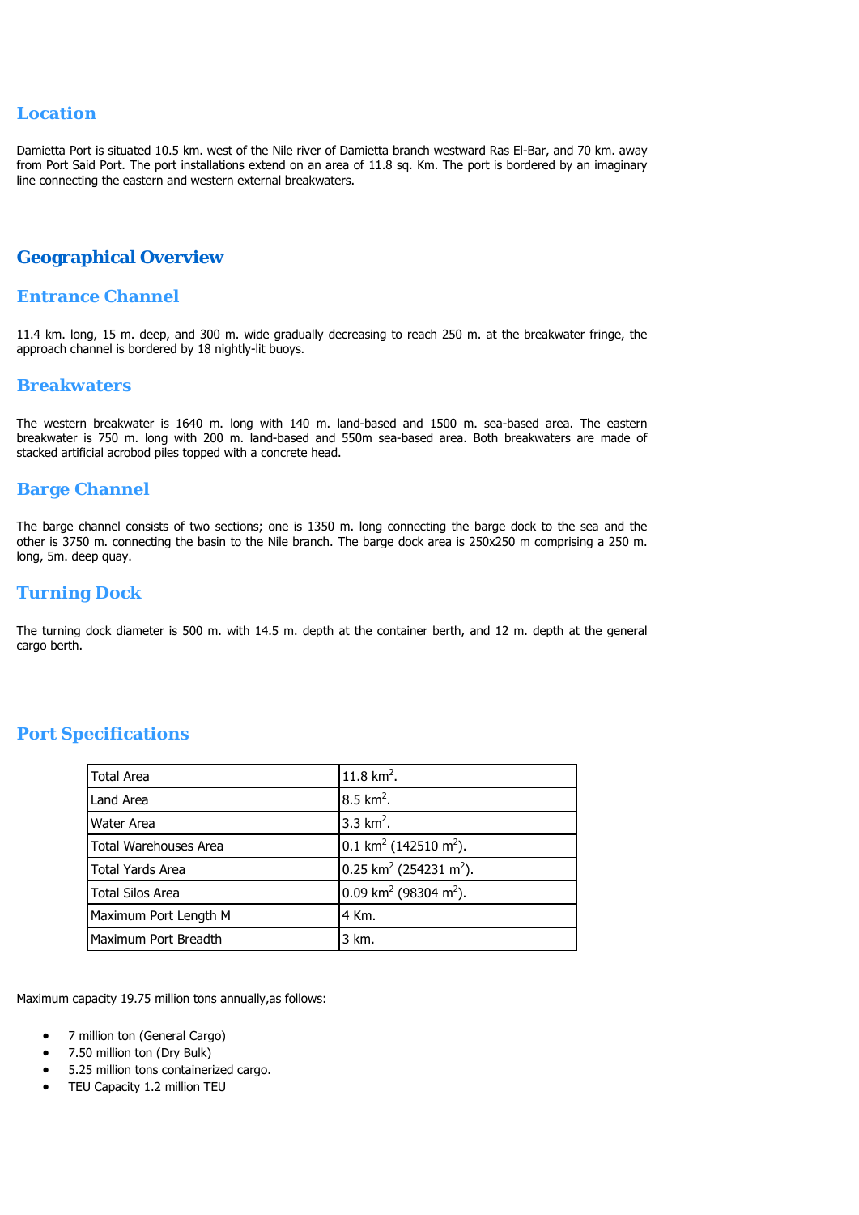## Location

Damietta Port is situated 10.5 km. west of the Nile river of Damietta branch westward Ras El-Bar, and 70 km. away from Port Said Port. The port installations extend on an area of 11.8 sq. Km. The port is bordered by an imaginary line connecting the eastern and western external breakwaters.

# Geographical Overview

## Entrance Channel

11.4 km. long, 15 m. deep, and 300 m. wide gradually decreasing to reach 250 m. at the breakwater fringe, the approach channel is bordered by 18 nightly-lit buoys.

## Breakwaters

The western breakwater is 1640 m. long with 140 m. land-based and 1500 m. sea-based area. The eastern breakwater is 750 m. long with 200 m. land-based and 550m sea-based area. Both breakwaters are made of stacked artificial acrobod piles topped with a concrete head.

## Barge Channel

The barge channel consists of two sections; one is 1350 m. long connecting the barge dock to the sea and the other is 3750 m. connecting the basin to the Nile branch. The barge dock area is 250x250 m comprising a 250 m. long, 5m. deep quay.

## Turning Dock

The turning dock diameter is 500 m. with 14.5 m. depth at the container berth, and 12 m. depth at the general cargo berth.

## Port Specifications

| | |
|---|---|
| Total Area | 11.8 $km^2$. |
| Land Area | 8.5 $km^2$. |
| Water Area | 3.3 $km^2$. |
| Total Warehouses Area | 0.1 $km^2$ (142510 $m^2$). |
| Total Yards Area | 0.25 $km^2$ (254231 $m^2$). |
| Total Silos Area | 0.09 $km^2$ (98304 $m^2$). |
| Maximum Port Length M | 4 Km. |
| Maximum Port Breadth | 3 km. |

Maximum capacity 19.75 million tons annually,as follows:

- 7 million ton (General Cargo)
- 7.50 million ton (Dry Bulk)
- 5.25 million tons containerized cargo.
- TEU Capacity 1.2 million TEU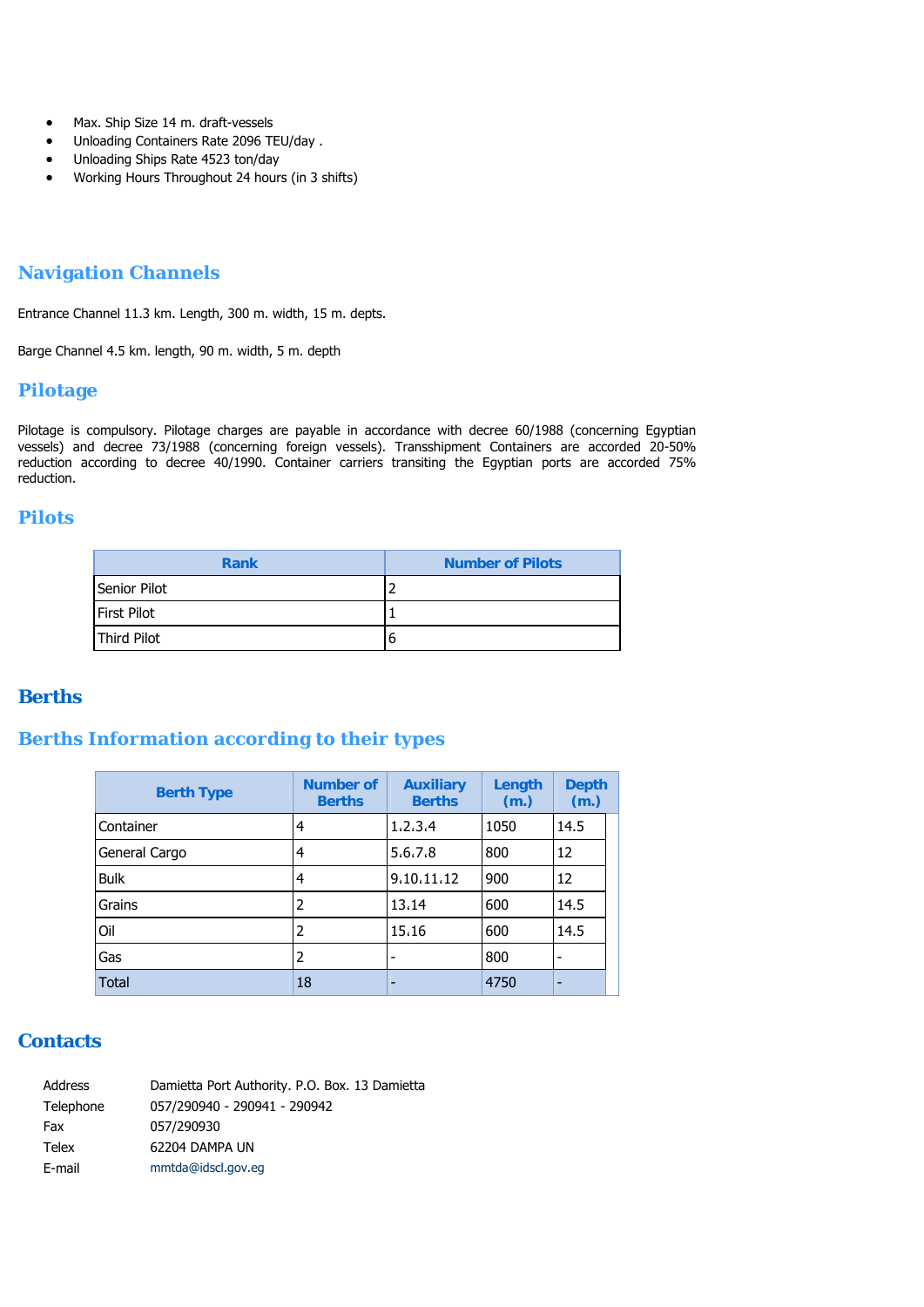- Max. Ship Size 14 m. draft-vessels
- Unloading Containers Rate 2096 TEU/day .
- Unloading Ships Rate 4523 ton/day
- Working Hours Throughout 24 hours (in 3 shifts)

## Navigation Channels

Entrance Channel 11.3 km. Length, 300 m. width, 15 m. depts.

Barge Channel 4.5 km. length, 90 m. width, 5 m. depth

## Pilotage

Pilotage is compulsory. Pilotage charges are payable in accordance with decree 60/1988 (concerning Egyptian vessels) and decree 73/1988 (concerning foreign vessels). Transshipment Containers are accorded 20-50% reduction according to decree 40/1990. Container carriers transiting the Egyptian ports are accorded 75% reduction.

## Pilots

| Rank | Number of Pilots |
|---|---|
| Senior Pilot | 2 |
| First Pilot | 1 |
| Third Pilot | 6 |

## Berths

## Berths Information according to their types

| Berth Type | Number of Berths | Auxiliary Berths | Length (m.) | Depth (m.) |
|---|---|---|---|---|
| Container | 4 | 1.2.3.4 | 1050 | 14.5 |
| General Cargo | 4 | 5.6.7.8 | 800 | 12 |
| Bulk | 4 | 9.10.11.12 | 900 | 12 |
| Grains | 2 | 13.14 | 600 | 14.5 |
| Oil | 2 | 15.16 | 600 | 14.5 |
| Gas | 2 | - | 800 | - |
| Total | 18 | - | 4750 | - |

## Contacts

| | |
|---|---|
| Address | Damietta Port Authority. P.O. Box. 13 Damietta |
| Telephone | 057/290940 - 290941 - 290942 |
| Fax | 057/290930 |
| Telex | 62204 DAMPA UN |
| E-mail | mmtda@idscl.gov.eg |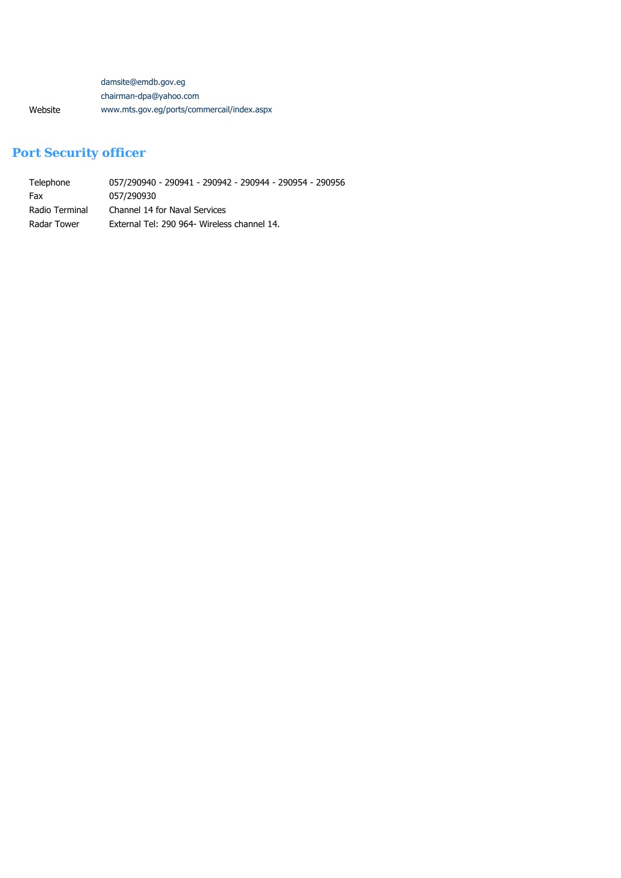| | |
|---|---|
| | damsite@emdb.gov.eg |
| | chairman-dpa@yahoo.com |
| Website | www.mts.gov.eg/ports/commercail/index.aspx |

## Port Security officer

| | |
|---|---|
| Telephone | 057/290940 - 290941 - 290942 - 290944 - 290954 - 290956 |
| Fax | 057/290930 |
| Radio Terminal | Channel 14 for Naval Services |
| Radar Tower | External Tel: 290 964- Wireless channel 14. |